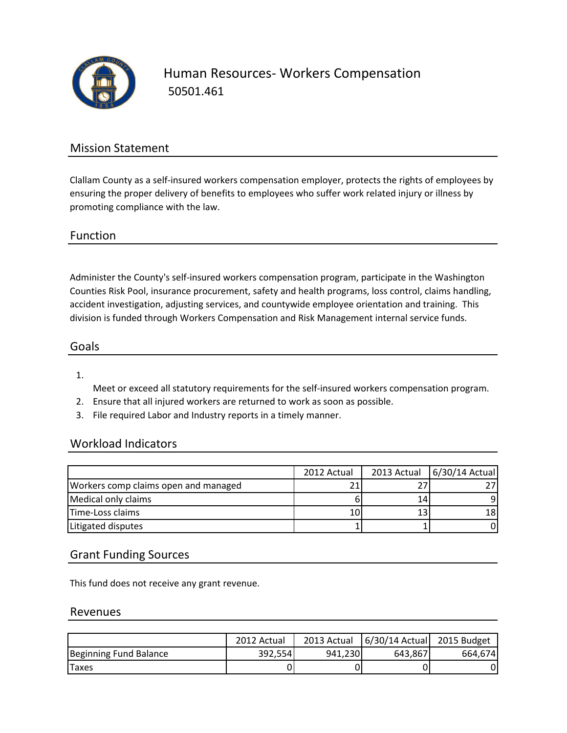# Human Resources- Workers Compensation

50501.461

## Mission Statement

Clallam County as a self-insured workers compensation employer, protects the rights of employees by ensuring the proper delivery of benefits to employees who suffer work related injury or illness by promoting compliance with the law.

## Function

Administer the County's self-insured workers compensation program, participate in the Washington Counties Risk Pool, insurance procurement, safety and health programs, loss control, claims handling, accident investigation, adjusting services, and countywide employee orientation and training. This division is funded through Workers Compensation and Risk Management internal service funds.

## Goals

1. Meet or exceed all statutory requirements for the self-insured workers compensation program.
2. Ensure that all injured workers are returned to work as soon as possible.
3. File required Labor and Industry reports in a timely manner.

## Workload Indicators

| | 2012 Actual | 2013 Actual | 6/30/14 Actual |
|---|---|---|---|
| Workers comp claims open and managed | 21 | 27 | 27 |
| Medical only claims | 6 | 14 | 9 |
| Time-Loss claims | 10 | 13 | 18 |
| Litigated disputes | 1 | 1 | 0 |

## Grant Funding Sources

This fund does not receive any grant revenue.

## Revenues

| | 2012 Actual | 2013 Actual | 6/30/14 Actual | 2015 Budget |
|---|---|---|---|---|
| Beginning Fund Balance | 392,554 | 941,230 | 643,867 | 664,674 |
| Taxes | 0 | 0 | 0 | 0 |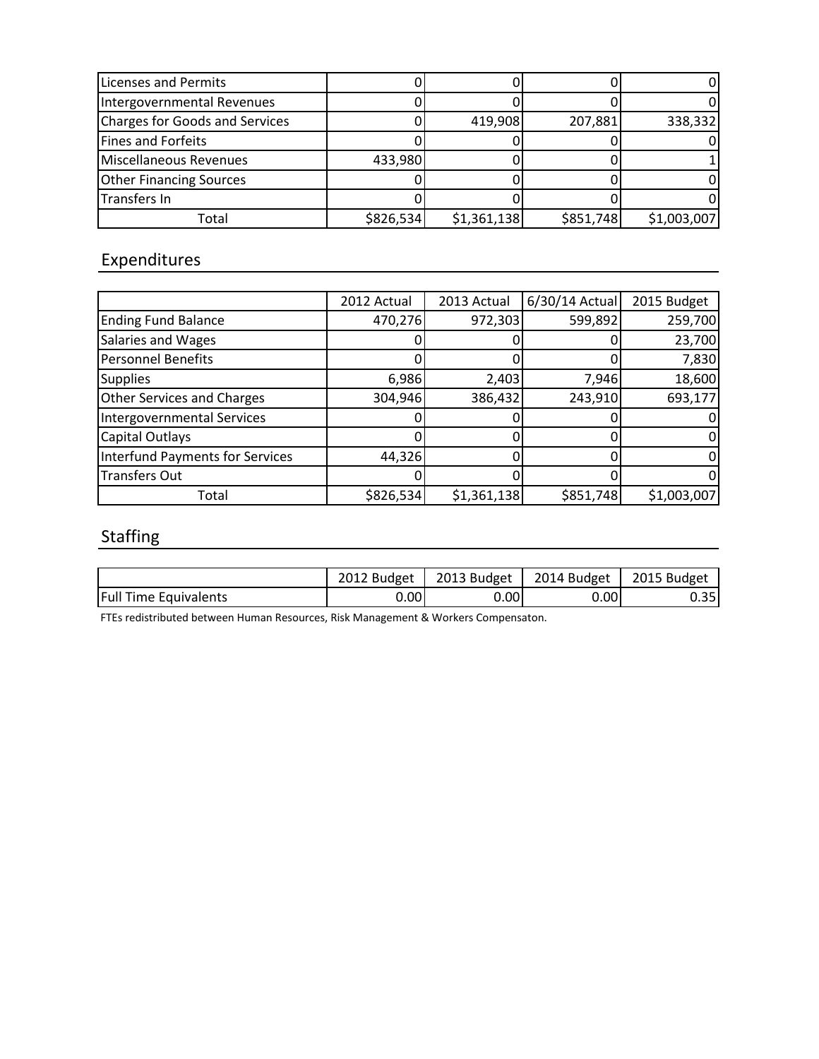| | | | | |
|---|---|---|---|---|
| Licenses and Permits | 0 | 0 | 0 | 0 |
| Intergovernmental Revenues | 0 | 0 | 0 | 0 |
| Charges for Goods and Services | 0 | 419,908 | 207,881 | 338,332 |
| Fines and Forfeits | 0 | 0 | 0 | 0 |
| Miscellaneous Revenues | 433,980 | 0 | 0 | 1 |
| Other Financing Sources | 0 | 0 | 0 | 0 |
| Transfers In | 0 | 0 | 0 | 0 |
| Total | $826,534 | $1,361,138 | $851,748 | $1,003,007 |

## Expenditures

| | 2012 Actual | 2013 Actual | 6/30/14 Actual | 2015 Budget |
|---|---|---|---|---|
| Ending Fund Balance | 470,276 | 972,303 | 599,892 | 259,700 |
| Salaries and Wages | 0 | 0 | 0 | 23,700 |
| Personnel Benefits | 0 | 0 | 0 | 7,830 |
| Supplies | 6,986 | 2,403 | 7,946 | 18,600 |
| Other Services and Charges | 304,946 | 386,432 | 243,910 | 693,177 |
| Intergovernmental Services | 0 | 0 | 0 | 0 |
| Capital Outlays | 0 | 0 | 0 | 0 |
| Interfund Payments for Services | 44,326 | 0 | 0 | 0 |
| Transfers Out | 0 | 0 | 0 | 0 |
| Total | $826,534 | $1,361,138 | $851,748 | $1,003,007 |

## Staffing

| | 2012 Budget | 2013 Budget | 2014 Budget | 2015 Budget |
|---|---|---|---|---|
| Full Time Equivalents | 0.00 | 0.00 | 0.00 | 0.35 |

FTEs redistributed between Human Resources, Risk Management & Workers Compensaton.